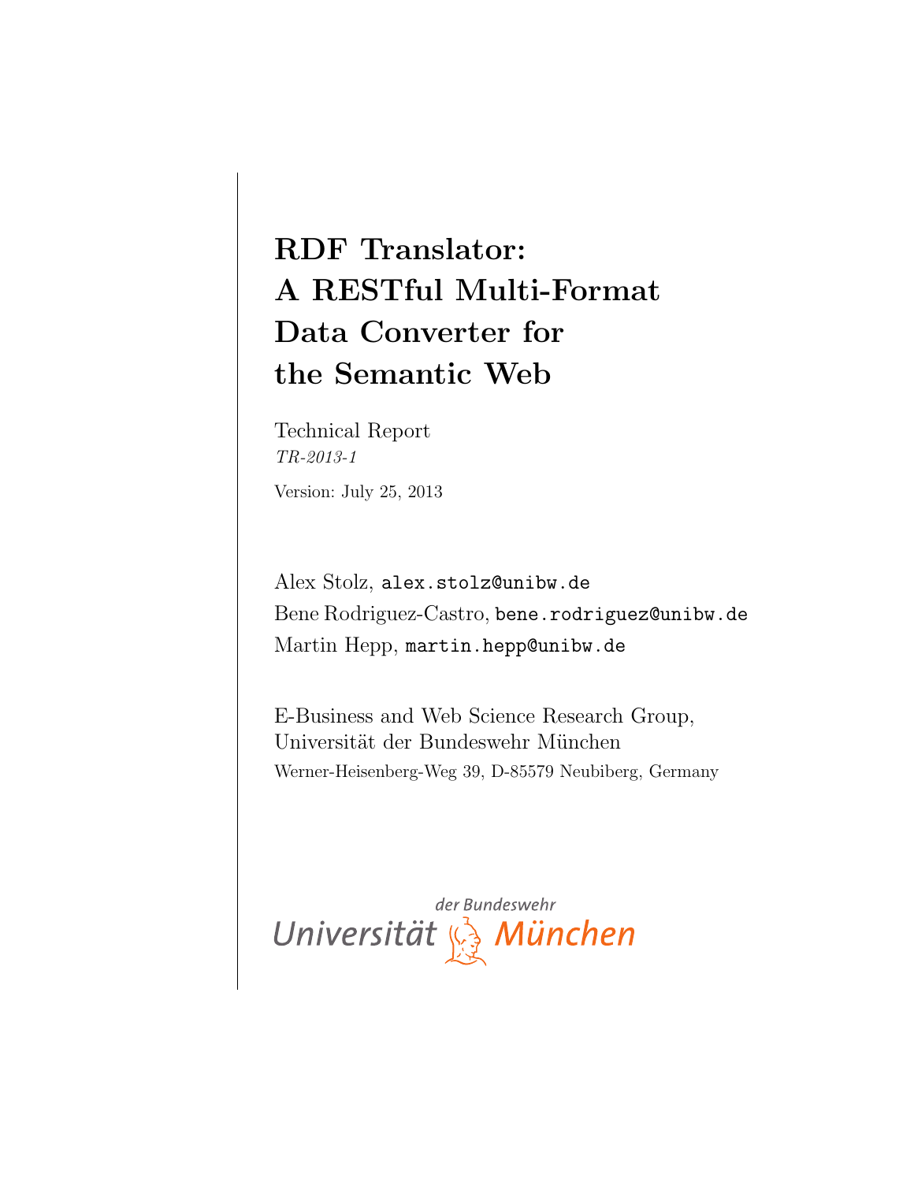# RDF Translator: A RESTful Multi-Format Data Converter for the Semantic Web

Technical Report
*TR-2013-1*

Version: July 25, 2013

Alex Stolz, `alex.stolz@unibw.de`
Bene Rodriguez-Castro, `bene.rodriguez@unibw.de`
Martin Hepp, `martin.hepp@unibw.de`

E-Business and Web Science Research Group,
Universität der Bundeswehr München
Werner-Heisenberg-Weg 39, D-85579 Neubiberg, Germany

Universität der Bundeswehr München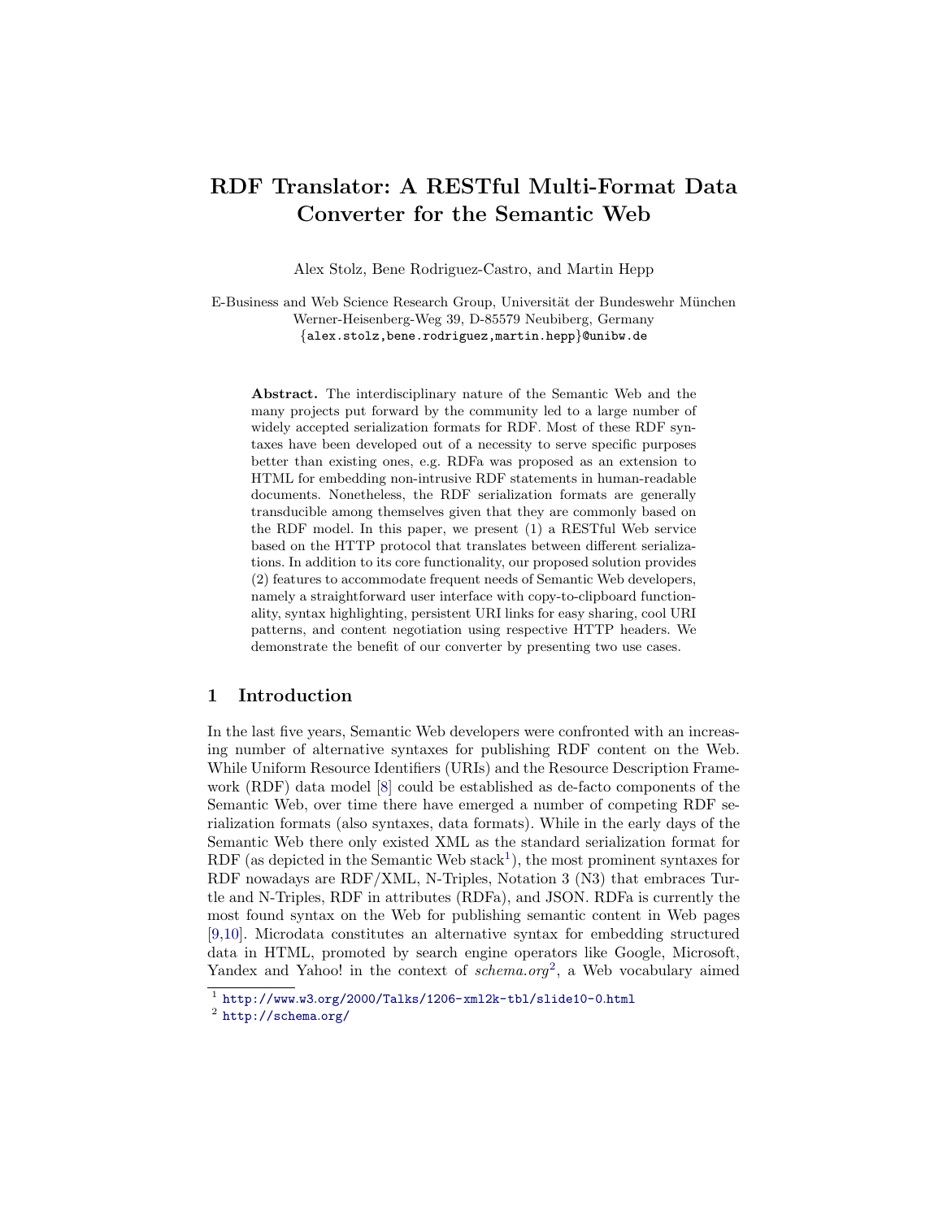# RDF Translator: A RESTful Multi-Format Data Converter for the Semantic Web

Alex Stolz, Bene Rodriguez-Castro, and Martin Hepp

E-Business and Web Science Research Group, Universität der Bundeswehr München
Werner-Heisenberg-Weg 39, D-85579 Neubiberg, Germany
{alex.stolz,bene.rodriguez,martin.hepp}@unibw.de

**Abstract.** The interdisciplinary nature of the Semantic Web and the many projects put forward by the community led to a large number of widely accepted serialization formats for RDF. Most of these RDF syntaxes have been developed out of a necessity to serve specific purposes better than existing ones, e.g. RDFa was proposed as an extension to HTML for embedding non-intrusive RDF statements in human-readable documents. Nonetheless, the RDF serialization formats are generally transducible among themselves given that they are commonly based on the RDF model. In this paper, we present (1) a RESTful Web service based on the HTTP protocol that translates between different serializations. In addition to its core functionality, our proposed solution provides (2) features to accommodate frequent needs of Semantic Web developers, namely a straightforward user interface with copy-to-clipboard functionality, syntax highlighting, persistent URI links for easy sharing, cool URI patterns, and content negotiation using respective HTTP headers. We demonstrate the benefit of our converter by presenting two use cases.

## 1 Introduction

In the last five years, Semantic Web developers were confronted with an increasing number of alternative syntaxes for publishing RDF content on the Web. While Uniform Resource Identifiers (URIs) and the Resource Description Framework (RDF) data model [8] could be established as de-facto components of the Semantic Web, over time there have emerged a number of competing RDF serialization formats (also syntaxes, data formats). While in the early days of the Semantic Web there only existed XML as the standard serialization format for RDF (as depicted in the Semantic Web stack[1]), the most prominent syntaxes for RDF nowadays are RDF/XML, N-Triples, Notation 3 (N3) that embraces Turtle and N-Triples, RDF in attributes (RDFa), and JSON. RDFa is currently the most found syntax on the Web for publishing semantic content in Web pages [9,10]. Microdata constitutes an alternative syntax for embedding structured data in HTML, promoted by search engine operators like Google, Microsoft, Yandex and Yahoo! in the context of *schema.org*[2], a Web vocabulary aimed

[1] http://www.w3.org/2000/Talks/1206-xml2k-tbl/slide10-0.html

[2] http://schema.org/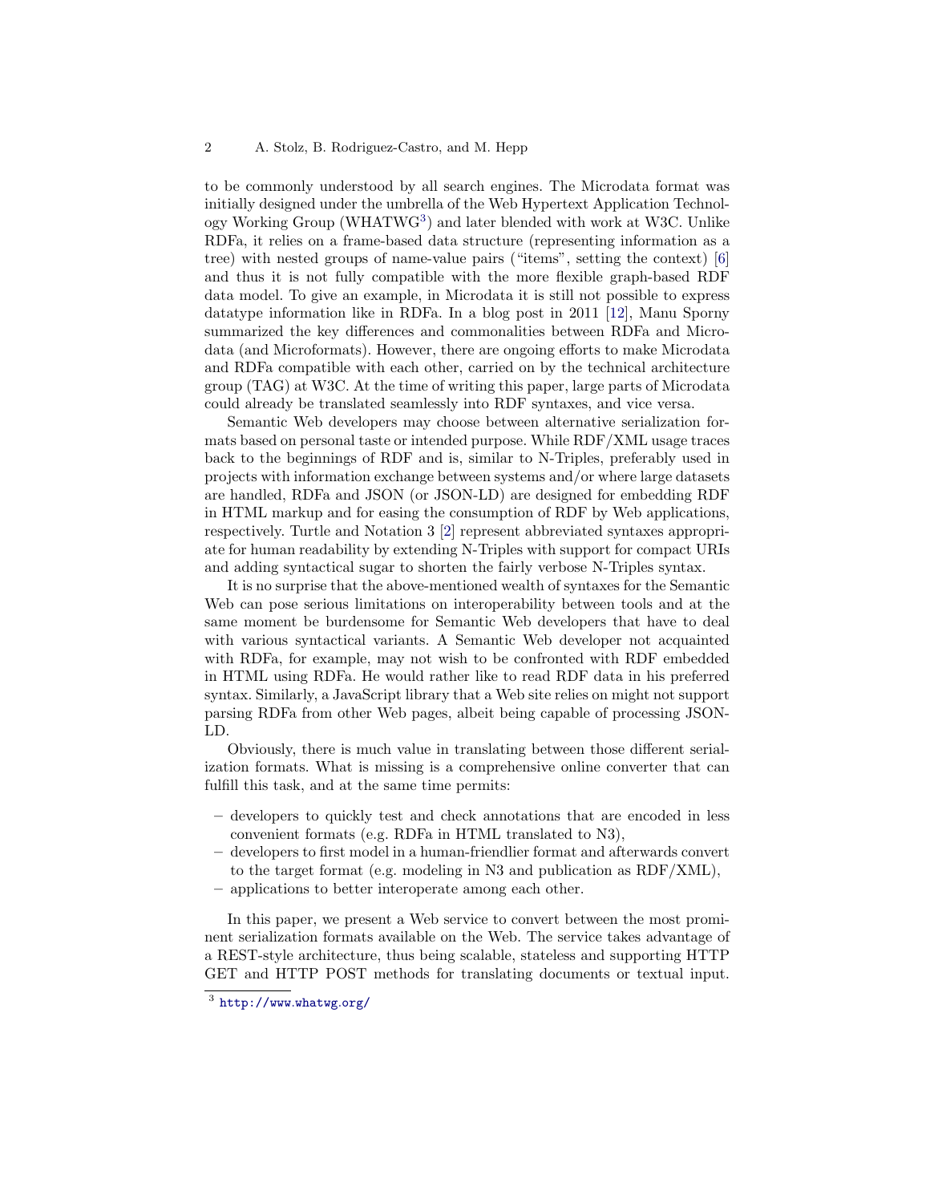to be commonly understood by all search engines. The Microdata format was initially designed under the umbrella of the Web Hypertext Application Technology Working Group (WHATWG[3]) and later blended with work at W3C. Unlike RDFa, it relies on a frame-based data structure (representing information as a tree) with nested groups of name-value pairs ("items", setting the context) [6] and thus it is not fully compatible with the more flexible graph-based RDF data model. To give an example, in Microdata it is still not possible to express datatype information like in RDFa. In a blog post in 2011 [12], Manu Sporny summarized the key differences and commonalities between RDFa and Microdata (and Microformats). However, there are ongoing efforts to make Microdata and RDFa compatible with each other, carried on by the technical architecture group (TAG) at W3C. At the time of writing this paper, large parts of Microdata could already be translated seamlessly into RDF syntaxes, and vice versa.

Semantic Web developers may choose between alternative serialization formats based on personal taste or intended purpose. While RDF/XML usage traces back to the beginnings of RDF and is, similar to N-Triples, preferably used in projects with information exchange between systems and/or where large datasets are handled, RDFa and JSON (or JSON-LD) are designed for embedding RDF in HTML markup and for easing the consumption of RDF by Web applications, respectively. Turtle and Notation 3 [2] represent abbreviated syntaxes appropriate for human readability by extending N-Triples with support for compact URIs and adding syntactical sugar to shorten the fairly verbose N-Triples syntax.

It is no surprise that the above-mentioned wealth of syntaxes for the Semantic Web can pose serious limitations on interoperability between tools and at the same moment be burdensome for Semantic Web developers that have to deal with various syntactical variants. A Semantic Web developer not acquainted with RDFa, for example, may not wish to be confronted with RDF embedded in HTML using RDFa. He would rather like to read RDF data in his preferred syntax. Similarly, a JavaScript library that a Web site relies on might not support parsing RDFa from other Web pages, albeit being capable of processing JSON-LD.

Obviously, there is much value in translating between those different serialization formats. What is missing is a comprehensive online converter that can fulfill this task, and at the same time permits:

- developers to quickly test and check annotations that are encoded in less convenient formats (e.g. RDFa in HTML translated to N3),
- developers to first model in a human-friendlier format and afterwards convert to the target format (e.g. modeling in N3 and publication as RDF/XML),
- applications to better interoperate among each other.

In this paper, we present a Web service to convert between the most prominent serialization formats available on the Web. The service takes advantage of a REST-style architecture, thus being scalable, stateless and supporting HTTP GET and HTTP POST methods for translating documents or textual input.

[3] http://www.whatwg.org/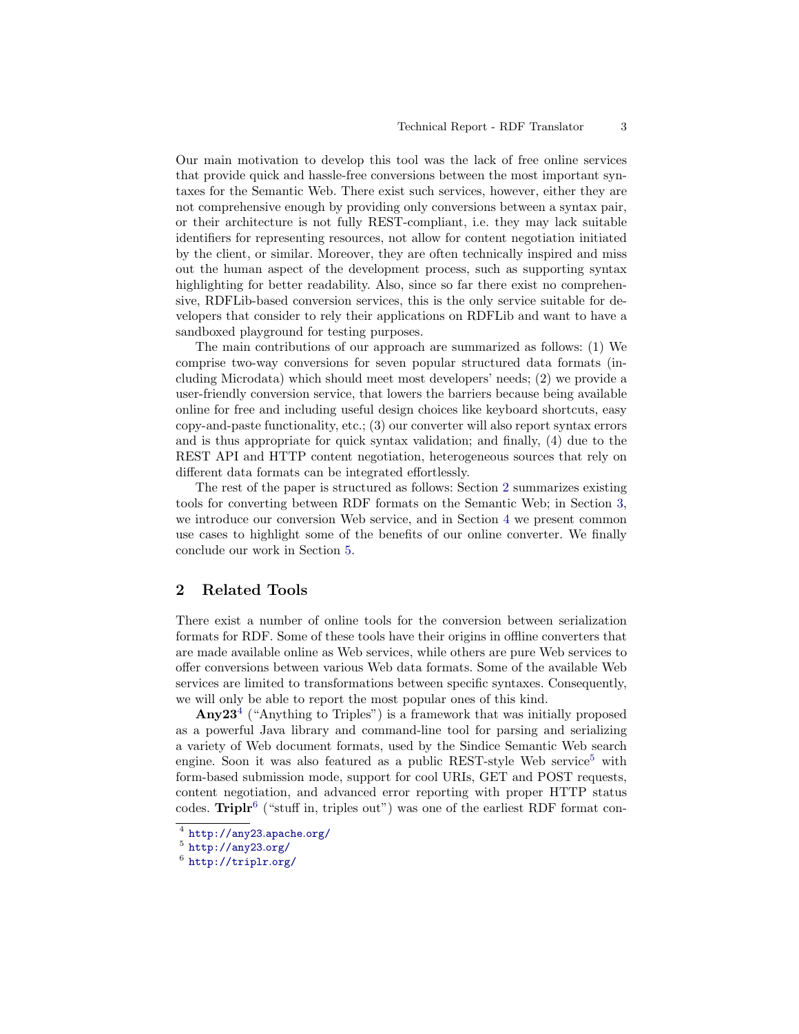Our main motivation to develop this tool was the lack of free online services that provide quick and hassle-free conversions between the most important syntaxes for the Semantic Web. There exist such services, however, either they are not comprehensive enough by providing only conversions between a syntax pair, or their architecture is not fully REST-compliant, i.e. they may lack suitable identifiers for representing resources, not allow for content negotiation initiated by the client, or similar. Moreover, they are often technically inspired and miss out the human aspect of the development process, such as supporting syntax highlighting for better readability. Also, since so far there exist no comprehensive, RDFLib-based conversion services, this is the only service suitable for developers that consider to rely their applications on RDFLib and want to have a sandboxed playground for testing purposes.

The main contributions of our approach are summarized as follows: (1) We comprise two-way conversions for seven popular structured data formats (including Microdata) which should meet most developers' needs; (2) we provide a user-friendly conversion service, that lowers the barriers because being available online for free and including useful design choices like keyboard shortcuts, easy copy-and-paste functionality, etc.; (3) our converter will also report syntax errors and is thus appropriate for quick syntax validation; and finally, (4) due to the REST API and HTTP content negotiation, heterogeneous sources that rely on different data formats can be integrated effortlessly.

The rest of the paper is structured as follows: Section 2 summarizes existing tools for converting between RDF formats on the Semantic Web; in Section 3, we introduce our conversion Web service, and in Section 4 we present common use cases to highlight some of the benefits of our online converter. We finally conclude our work in Section 5.

## 2 Related Tools

There exist a number of online tools for the conversion between serialization formats for RDF. Some of these tools have their origins in offline converters that are made available online as Web services, while others are pure Web services to offer conversions between various Web data formats. Some of the available Web services are limited to transformations between specific syntaxes. Consequently, we will only be able to report the most popular ones of this kind.

**Any23**[4] ("Anything to Triples") is a framework that was initially proposed as a powerful Java library and command-line tool for parsing and serializing a variety of Web document formats, used by the Sindice Semantic Web search engine. Soon it was also featured as a public REST-style Web service[5] with form-based submission mode, support for cool URIs, GET and POST requests, content negotiation, and advanced error reporting with proper HTTP status codes. **Triplr**[6] ("stuff in, triples out") was one of the earliest RDF format con-

[4] http://any23.apache.org/

[5] http://any23.org/

[6] http://triplr.org/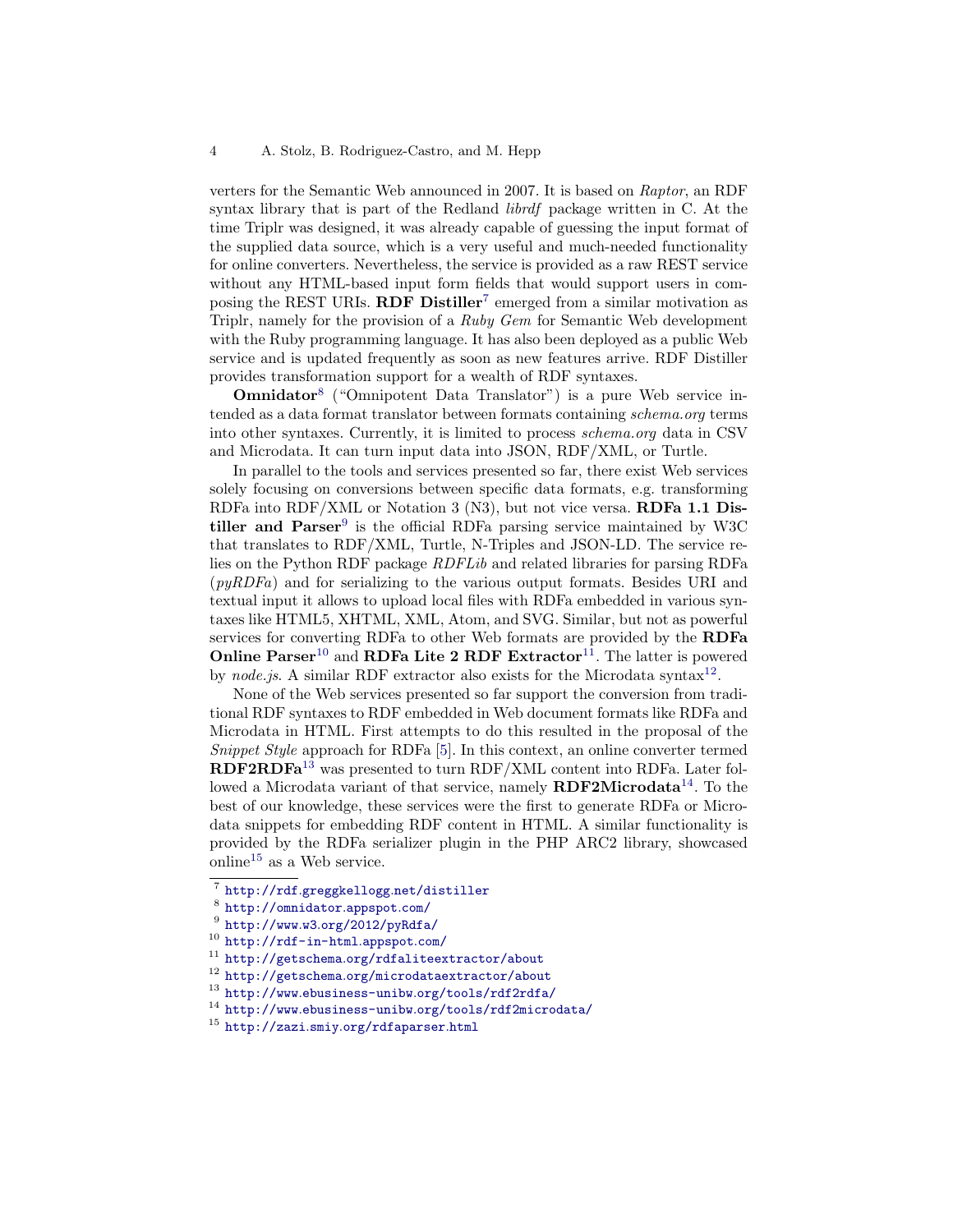verters for the Semantic Web announced in 2007. It is based on *Raptor*, an RDF syntax library that is part of the Redland *librdf* package written in C. At the time Triplr was designed, it was already capable of guessing the input format of the supplied data source, which is a very useful and much-needed functionality for online converters. Nevertheless, the service is provided as a raw REST service without any HTML-based input form fields that would support users in composing the REST URIs. **RDF Distiller**[7] emerged from a similar motivation as Triplr, namely for the provision of a *Ruby Gem* for Semantic Web development with the Ruby programming language. It has also been deployed as a public Web service and is updated frequently as soon as new features arrive. RDF Distiller provides transformation support for a wealth of RDF syntaxes.

**Omnidator**[8] ("Omnipotent Data Translator") is a pure Web service intended as a data format translator between formats containing *schema.org* terms into other syntaxes. Currently, it is limited to process *schema.org* data in CSV and Microdata. It can turn input data into JSON, RDF/XML, or Turtle.

In parallel to the tools and services presented so far, there exist Web services solely focusing on conversions between specific data formats, e.g. transforming RDFa into RDF/XML or Notation 3 (N3), but not vice versa. **RDFa 1.1 Distiller and Parser**[9] is the official RDFa parsing service maintained by W3C that translates to RDF/XML, Turtle, N-Triples and JSON-LD. The service relies on the Python RDF package *RDFLib* and related libraries for parsing RDFa (*pyRDFa*) and for serializing to the various output formats. Besides URI and textual input it allows to upload local files with RDFa embedded in various syntaxes like HTML5, XHTML, XML, Atom, and SVG. Similar, but not as powerful services for converting RDFa to other Web formats are provided by the **RDFa Online Parser**[10] and **RDFa Lite 2 RDF Extractor**[11]. The latter is powered by *node.js*. A similar RDF extractor also exists for the Microdata syntax[12].

None of the Web services presented so far support the conversion from traditional RDF syntaxes to RDF embedded in Web document formats like RDFa and Microdata in HTML. First attempts to do this resulted in the proposal of the *Snippet Style* approach for RDFa [5]. In this context, an online converter termed **RDF2RDFa**[13] was presented to turn RDF/XML content into RDFa. Later followed a Microdata variant of that service, namely **RDF2Microdata**[14]. To the best of our knowledge, these services were the first to generate RDFa or Microdata snippets for embedding RDF content in HTML. A similar functionality is provided by the RDFa serializer plugin in the PHP ARC2 library, showcased online[15] as a Web service.

---

[7] http://rdf.greggkellogg.net/distiller

[8] http://omnidator.appspot.com/

[9] http://www.w3.org/2012/pyRdfa/

[10] http://rdf-in-html.appspot.com/

[11] http://getschema.org/rdfaliteextractor/about

[12] http://getschema.org/microdataextractor/about

[13] http://www.ebusiness-unibw.org/tools/rdf2rdfa/

[14] http://www.ebusiness-unibw.org/tools/rdf2microdata/

[15] http://zazi.smiy.org/rdfaparser.html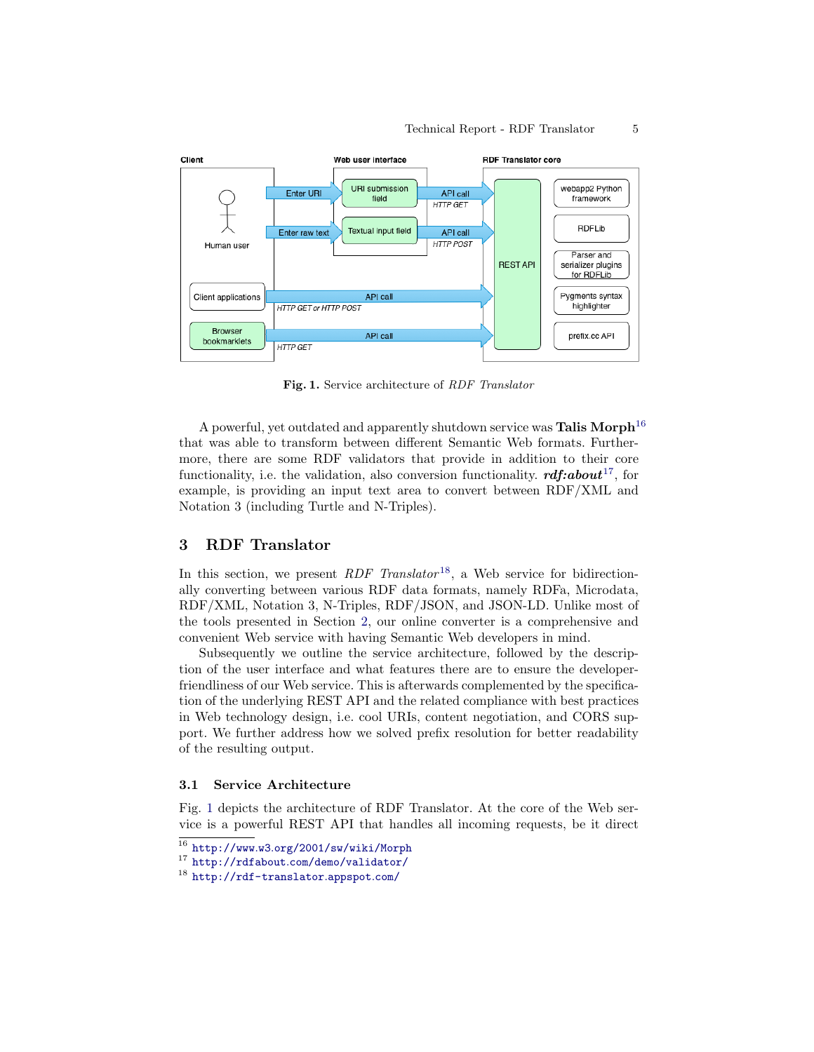**Fig. 1.** Service architecture of *RDF Translator*

A powerful, yet outdated and apparently shutdown service was **Talis Morph**[16] that was able to transform between different Semantic Web formats. Furthermore, there are some RDF validators that provide in addition to their core functionality, i.e. the validation, also conversion functionality. ***rdf:about***[17], for example, is providing an input text area to convert between RDF/XML and Notation 3 (including Turtle and N-Triples).

## 3 RDF Translator

In this section, we present *RDF Translator*[18], a Web service for bidirectionally converting between various RDF data formats, namely RDFa, Microdata, RDF/XML, Notation 3, N-Triples, RDF/JSON, and JSON-LD. Unlike most of the tools presented in Section 2, our online converter is a comprehensive and convenient Web service with having Semantic Web developers in mind.

Subsequently we outline the service architecture, followed by the description of the user interface and what features there are to ensure the developer-friendliness of our Web service. This is afterwards complemented by the specification of the underlying REST API and the related compliance with best practices in Web technology design, i.e. cool URIs, content negotiation, and CORS support. We further address how we solved prefix resolution for better readability of the resulting output.

### 3.1 Service Architecture

Fig. 1 depicts the architecture of RDF Translator. At the core of the Web service is a powerful REST API that handles all incoming requests, be it direct

[16] http://www.w3.org/2001/sw/wiki/Morph
[17] http://rdfabout.com/demo/validator/
[18] http://rdf-translator.appspot.com/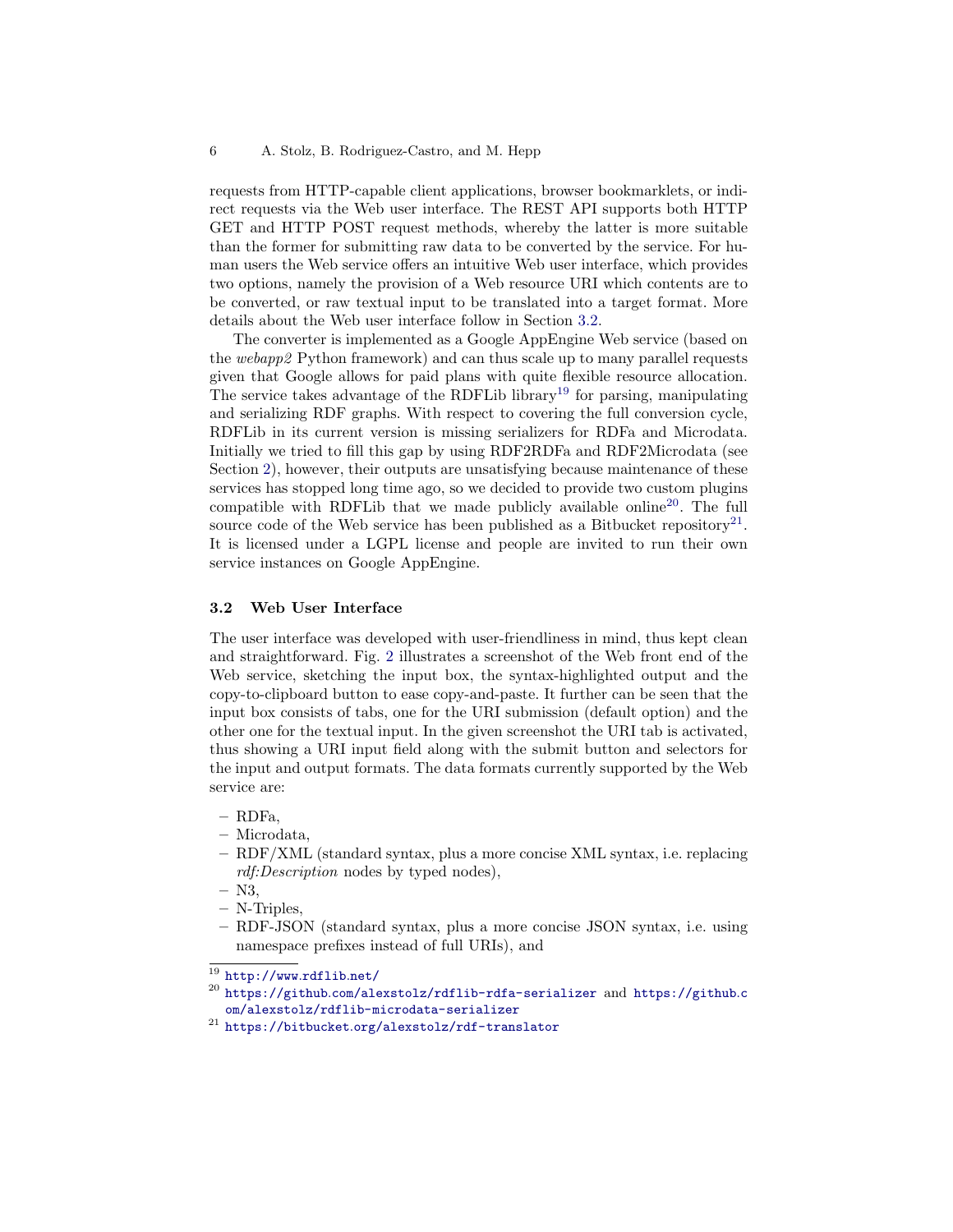requests from HTTP-capable client applications, browser bookmarklets, or indirect requests via the Web user interface. The REST API supports both HTTP GET and HTTP POST request methods, whereby the latter is more suitable than the former for submitting raw data to be converted by the service. For human users the Web service offers an intuitive Web user interface, which provides two options, namely the provision of a Web resource URI which contents are to be converted, or raw textual input to be translated into a target format. More details about the Web user interface follow in Section 3.2.

The converter is implemented as a Google AppEngine Web service (based on the *webapp2* Python framework) and can thus scale up to many parallel requests given that Google allows for paid plans with quite flexible resource allocation. The service takes advantage of the RDFLib library[19] for parsing, manipulating and serializing RDF graphs. With respect to covering the full conversion cycle, RDFLib in its current version is missing serializers for RDFa and Microdata. Initially we tried to fill this gap by using RDF2RDFa and RDF2Microdata (see Section 2), however, their outputs are unsatisfying because maintenance of these services has stopped long time ago, so we decided to provide two custom plugins compatible with RDFLib that we made publicly available online[20]. The full source code of the Web service has been published as a Bitbucket repository[21]. It is licensed under a LGPL license and people are invited to run their own service instances on Google AppEngine.

### 3.2 Web User Interface

The user interface was developed with user-friendliness in mind, thus kept clean and straightforward. Fig. 2 illustrates a screenshot of the Web front end of the Web service, sketching the input box, the syntax-highlighted output and the copy-to-clipboard button to ease copy-and-paste. It further can be seen that the input box consists of tabs, one for the URI submission (default option) and the other one for the textual input. In the given screenshot the URI tab is activated, thus showing a URI input field along with the submit button and selectors for the input and output formats. The data formats currently supported by the Web service are:

- RDFa,
- Microdata,
- RDF/XML (standard syntax, plus a more concise XML syntax, i.e. replacing *rdf:Description* nodes by typed nodes),
- N3,
- N-Triples,
- RDF-JSON (standard syntax, plus a more concise JSON syntax, i.e. using namespace prefixes instead of full URIs), and

---

[19] http://www.rdflib.net/

[20] https://github.com/alexstolz/rdflib-rdfa-serializer and https://github.com/alexstolz/rdflib-microdata-serializer

[21] https://bitbucket.org/alexstolz/rdf-translator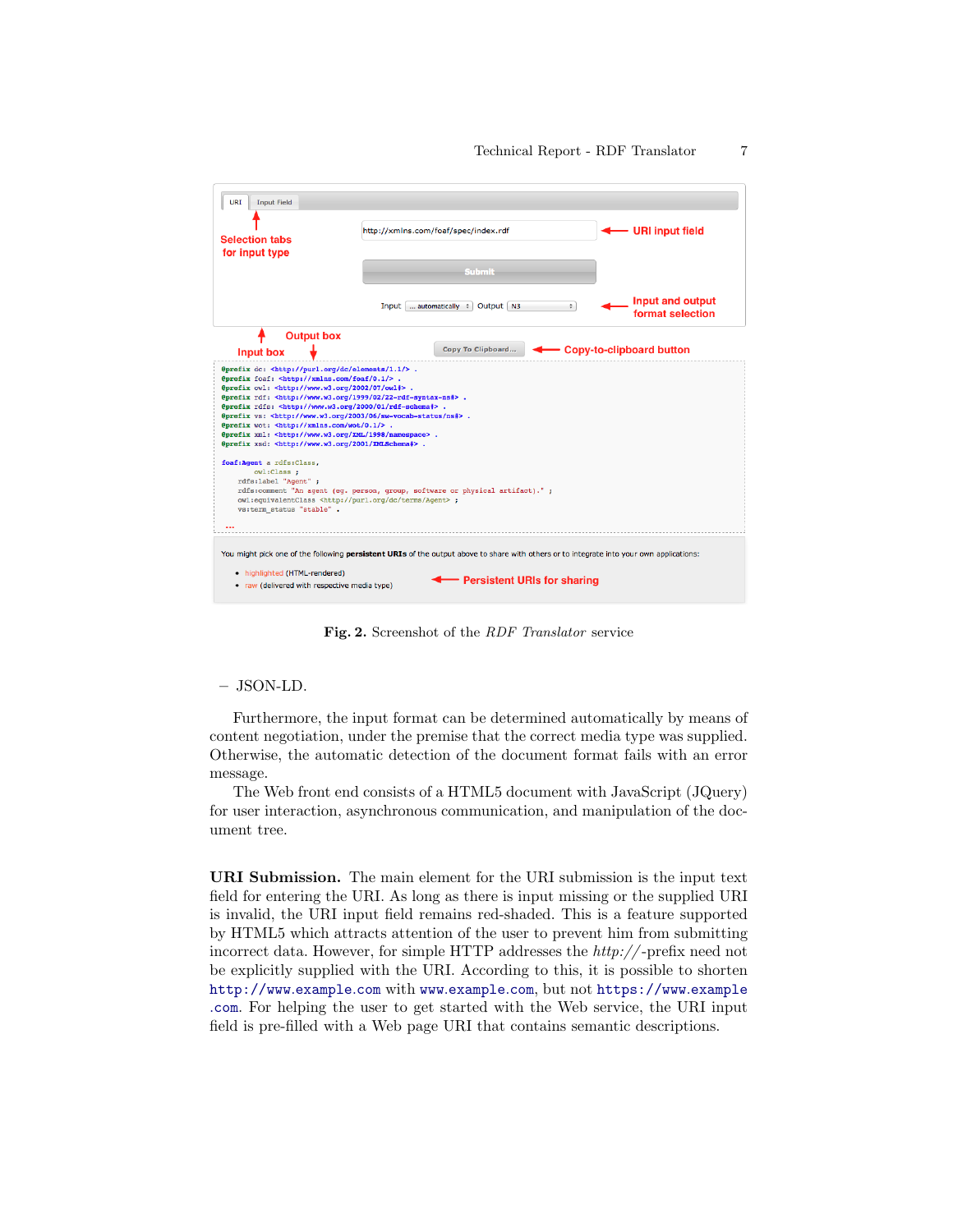Fig. 2. Screenshot of the *RDF Translator* service

– JSON-LD.

Furthermore, the input format can be determined automatically by means of content negotiation, under the premise that the correct media type was supplied. Otherwise, the automatic detection of the document format fails with an error message.

The Web front end consists of a HTML5 document with JavaScript (JQuery) for user interaction, asynchronous communication, and manipulation of the document tree.

**URI Submission.** The main element for the URI submission is the input text field for entering the URI. As long as there is input missing or the supplied URI is invalid, the URI input field remains red-shaded. This is a feature supported by HTML5 which attracts attention of the user to prevent him from submitting incorrect data. However, for simple HTTP addresses the *http://*-prefix need not be explicitly supplied with the URI. According to this, it is possible to shorten `http://www.example.com` with `www.example.com`, but not `https://www.example.com`. For helping the user to get started with the Web service, the URI input field is pre-filled with a Web page URI that contains semantic descriptions.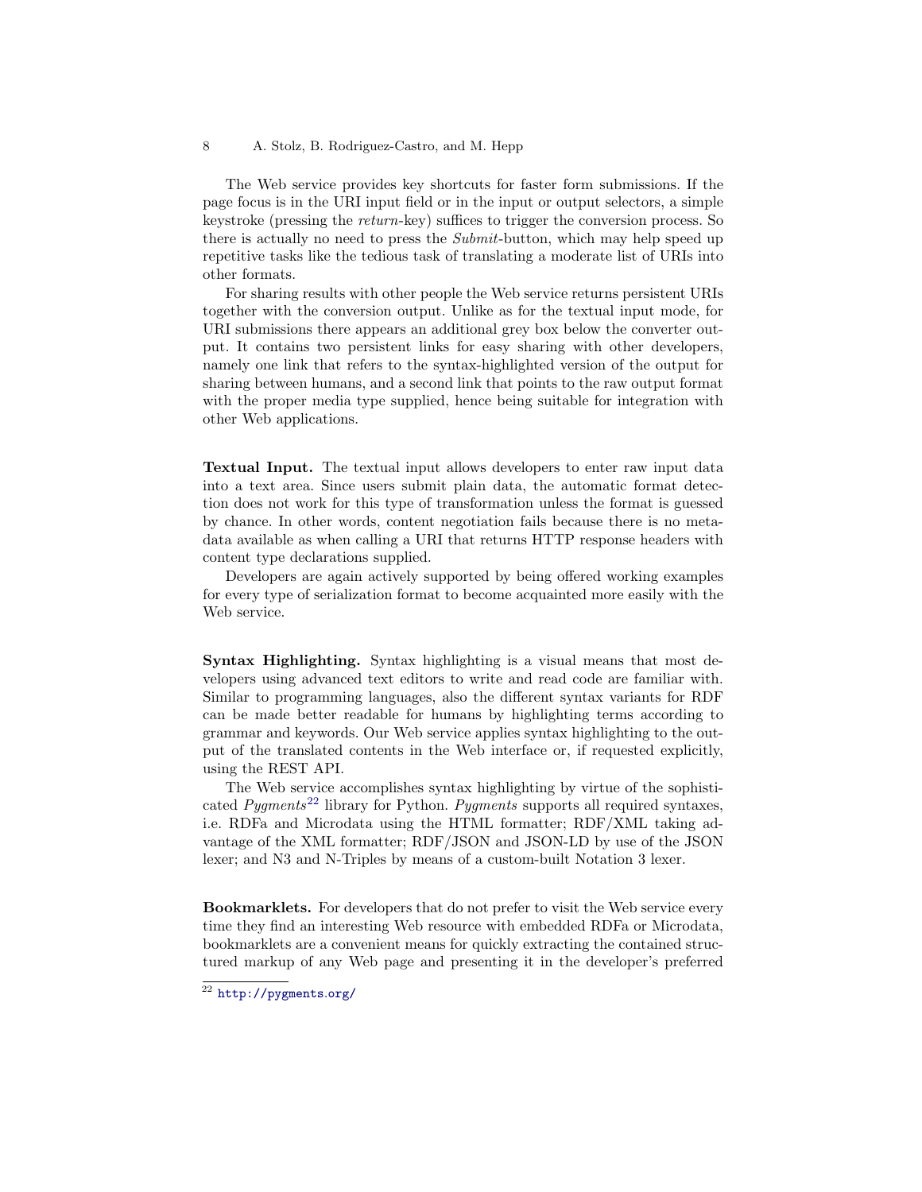The Web service provides key shortcuts for faster form submissions. If the page focus is in the URI input field or in the input or output selectors, a simple keystroke (pressing the *return*-key) suffices to trigger the conversion process. So there is actually no need to press the *Submit*-button, which may help speed up repetitive tasks like the tedious task of translating a moderate list of URIs into other formats.

For sharing results with other people the Web service returns persistent URIs together with the conversion output. Unlike as for the textual input mode, for URI submissions there appears an additional grey box below the converter output. It contains two persistent links for easy sharing with other developers, namely one link that refers to the syntax-highlighted version of the output for sharing between humans, and a second link that points to the raw output format with the proper media type supplied, hence being suitable for integration with other Web applications.

**Textual Input.** The textual input allows developers to enter raw input data into a text area. Since users submit plain data, the automatic format detection does not work for this type of transformation unless the format is guessed by chance. In other words, content negotiation fails because there is no metadata available as when calling a URI that returns HTTP response headers with content type declarations supplied.

Developers are again actively supported by being offered working examples for every type of serialization format to become acquainted more easily with the Web service.

**Syntax Highlighting.** Syntax highlighting is a visual means that most developers using advanced text editors to write and read code are familiar with. Similar to programming languages, also the different syntax variants for RDF can be made better readable for humans by highlighting terms according to grammar and keywords. Our Web service applies syntax highlighting to the output of the translated contents in the Web interface or, if requested explicitly, using the REST API.

The Web service accomplishes syntax highlighting by virtue of the sophisticated *Pygments*[22] library for Python. *Pygments* supports all required syntaxes, i.e. RDFa and Microdata using the HTML formatter; RDF/XML taking advantage of the XML formatter; RDF/JSON and JSON-LD by use of the JSON lexer; and N3 and N-Triples by means of a custom-built Notation 3 lexer.

**Bookmarklets.** For developers that do not prefer to visit the Web service every time they find an interesting Web resource with embedded RDFa or Microdata, bookmarklets are a convenient means for quickly extracting the contained structured markup of any Web page and presenting it in the developer's preferred

[22] http://pygments.org/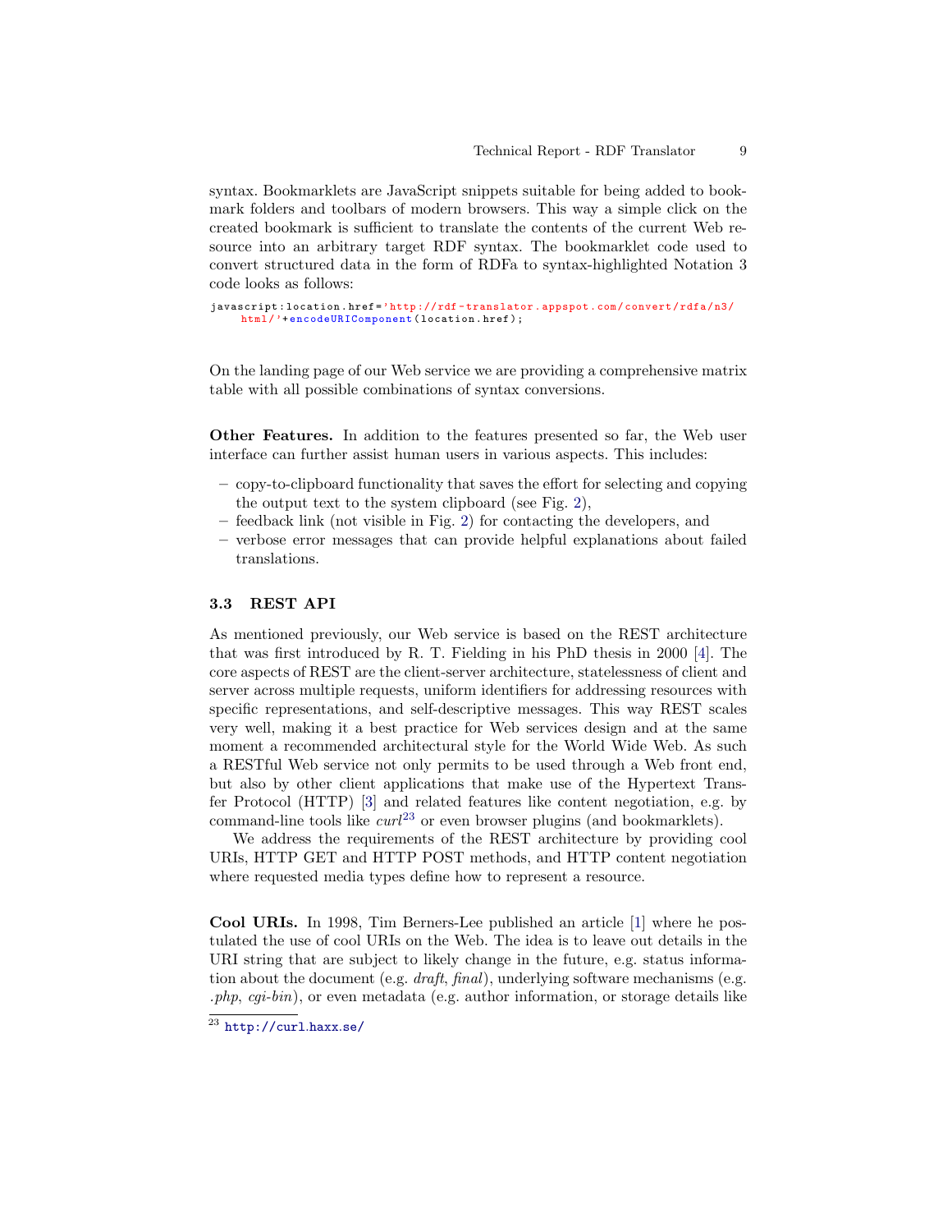syntax. Bookmarklets are JavaScript snippets suitable for being added to bookmark folders and toolbars of modern browsers. This way a simple click on the created bookmark is sufficient to translate the contents of the current Web resource into an arbitrary target RDF syntax. The bookmarklet code used to convert structured data in the form of RDFa to syntax-highlighted Notation 3 code looks as follows:

```
javascript:location.href='http://rdf-translator.appspot.com/convert/rdfa/n3/
    html/'+encodeURIComponent(location.href);
```

On the landing page of our Web service we are providing a comprehensive matrix table with all possible combinations of syntax conversions.

**Other Features.** In addition to the features presented so far, the Web user interface can further assist human users in various aspects. This includes:

- copy-to-clipboard functionality that saves the effort for selecting and copying the output text to the system clipboard (see Fig. 2),
- feedback link (not visible in Fig. 2) for contacting the developers, and
- verbose error messages that can provide helpful explanations about failed translations.

### 3.3 REST API

As mentioned previously, our Web service is based on the REST architecture that was first introduced by R. T. Fielding in his PhD thesis in 2000 [4]. The core aspects of REST are the client-server architecture, statelessness of client and server across multiple requests, uniform identifiers for addressing resources with specific representations, and self-descriptive messages. This way REST scales very well, making it a best practice for Web services design and at the same moment a recommended architectural style for the World Wide Web. As such a RESTful Web service not only permits to be used through a Web front end, but also by other client applications that make use of the Hypertext Transfer Protocol (HTTP) [3] and related features like content negotiation, e.g. by command-line tools like *curl*[23] or even browser plugins (and bookmarklets).

We address the requirements of the REST architecture by providing cool URIs, HTTP GET and HTTP POST methods, and HTTP content negotiation where requested media types define how to represent a resource.

**Cool URIs.** In 1998, Tim Berners-Lee published an article [1] where he postulated the use of cool URIs on the Web. The idea is to leave out details in the URI string that are subject to likely change in the future, e.g. status information about the document (e.g. *draft*, *final*), underlying software mechanisms (e.g. *.php*, *cgi-bin*), or even metadata (e.g. author information, or storage details like

[23] http://curl.haxx.se/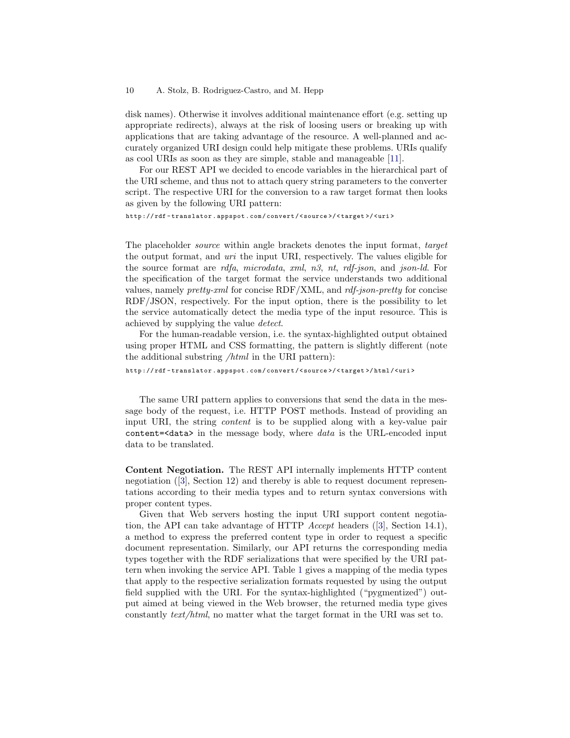disk names). Otherwise it involves additional maintenance effort (e.g. setting up appropriate redirects), always at the risk of loosing users or breaking up with applications that are taking advantage of the resource. A well-planned and accurately organized URI design could help mitigate these problems. URIs qualify as cool URIs as soon as they are simple, stable and manageable [11].

For our REST API we decided to encode variables in the hierarchical part of the URI scheme, and thus not to attach query string parameters to the converter script. The respective URI for the conversion to a raw target format then looks as given by the following URI pattern:

```
http://rdf-translator.appspot.com/convert/<source>/<target>/<uri>
```

The placeholder *source* within angle brackets denotes the input format, *target* the output format, and *uri* the input URI, respectively. The values eligible for the source format are *rdfa*, *microdata*, *xml*, *n3*, *nt*, *rdf-json*, and *json-ld*. For the specification of the target format the service understands two additional values, namely *pretty-xml* for concise RDF/XML, and *rdf-json-pretty* for concise RDF/JSON, respectively. For the input option, there is the possibility to let the service automatically detect the media type of the input resource. This is achieved by supplying the value *detect*.

For the human-readable version, i.e. the syntax-highlighted output obtained using proper HTML and CSS formatting, the pattern is slightly different (note the additional substring */html* in the URI pattern):

```
http://rdf-translator.appspot.com/convert/<source>/<target>/html/<uri>
```

The same URI pattern applies to conversions that send the data in the message body of the request, i.e. HTTP POST methods. Instead of providing an input URI, the string *content* is to be supplied along with a key-value pair `content=<data>` in the message body, where *data* is the URL-encoded input data to be translated.

**Content Negotiation.** The REST API internally implements HTTP content negotiation ([3], Section 12) and thereby is able to request document representations according to their media types and to return syntax conversions with proper content types.

Given that Web servers hosting the input URI support content negotiation, the API can take advantage of HTTP *Accept* headers ([3], Section 14.1), a method to express the preferred content type in order to request a specific document representation. Similarly, our API returns the corresponding media types together with the RDF serializations that were specified by the URI pattern when invoking the service API. Table 1 gives a mapping of the media types that apply to the respective serialization formats requested by using the output field supplied with the URI. For the syntax-highlighted ("pygmentized") output aimed at being viewed in the Web browser, the returned media type gives constantly *text/html*, no matter what the target format in the URI was set to.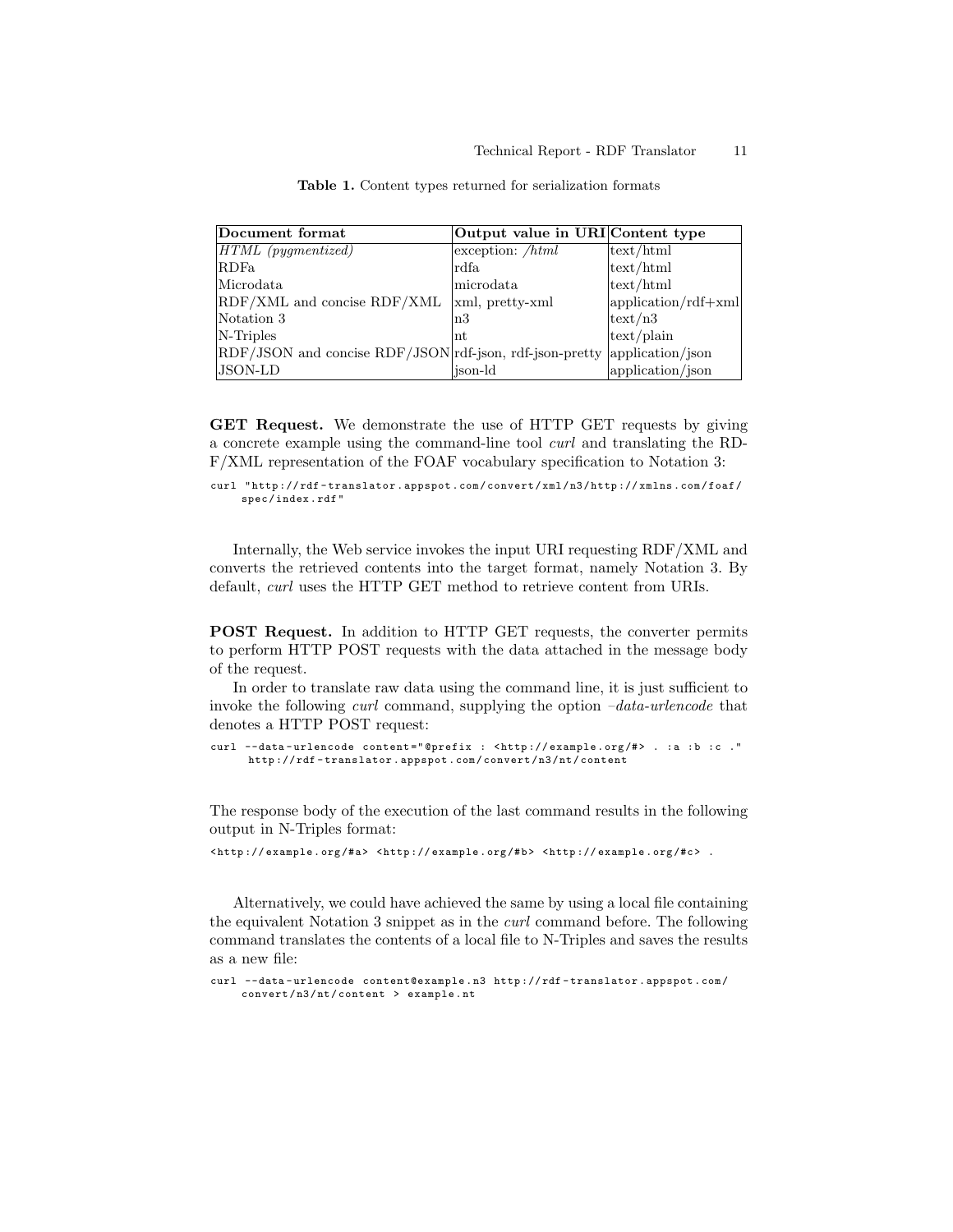**Table 1.** Content types returned for serialization formats

| **Document format** | **Output value in URI** | **Content type** |
| --- | --- | --- |
| *HTML (pygmentized)* | exception: */html* | text/html |
| RDFa | rdfa | text/html |
| Microdata | microdata | text/html |
| RDF/XML and concise RDF/XML | xml, pretty-xml | application/rdf+xml |
| Notation 3 | n3 | text/n3 |
| N-Triples | nt | text/plain |
| RDF/JSON and concise RDF/JSON | rdf-json, rdf-json-pretty | application/json |
| JSON-LD | json-ld | application/json |

**GET Request.** We demonstrate the use of HTTP GET requests by giving a concrete example using the command-line tool *curl* and translating the RDF/XML representation of the FOAF vocabulary specification to Notation 3:

```
curl "http://rdf-translator.appspot.com/convert/xml/n3/http://xmlns.com/foaf/
     spec/index.rdf"
```

Internally, the Web service invokes the input URI requesting RDF/XML and converts the retrieved contents into the target format, namely Notation 3. By default, *curl* uses the HTTP GET method to retrieve content from URIs.

**POST Request.** In addition to HTTP GET requests, the converter permits to perform HTTP POST requests with the data attached in the message body of the request.

In order to translate raw data using the command line, it is just sufficient to invoke the following *curl* command, supplying the option *–data-urlencode* that denotes a HTTP POST request:

```
curl --data-urlencode content="@prefix : <http://example.org/#> . :a :b :c ."
      http://rdf-translator.appspot.com/convert/n3/nt/content
```

The response body of the execution of the last command results in the following output in N-Triples format:

```
<http://example.org/#a> <http://example.org/#b> <http://example.org/#c> .
```

Alternatively, we could have achieved the same by using a local file containing the equivalent Notation 3 snippet as in the *curl* command before. The following command translates the contents of a local file to N-Triples and saves the results as a new file:

```
curl --data-urlencode content@example.n3 http://rdf-translator.appspot.com/
     convert/n3/nt/content > example.nt
```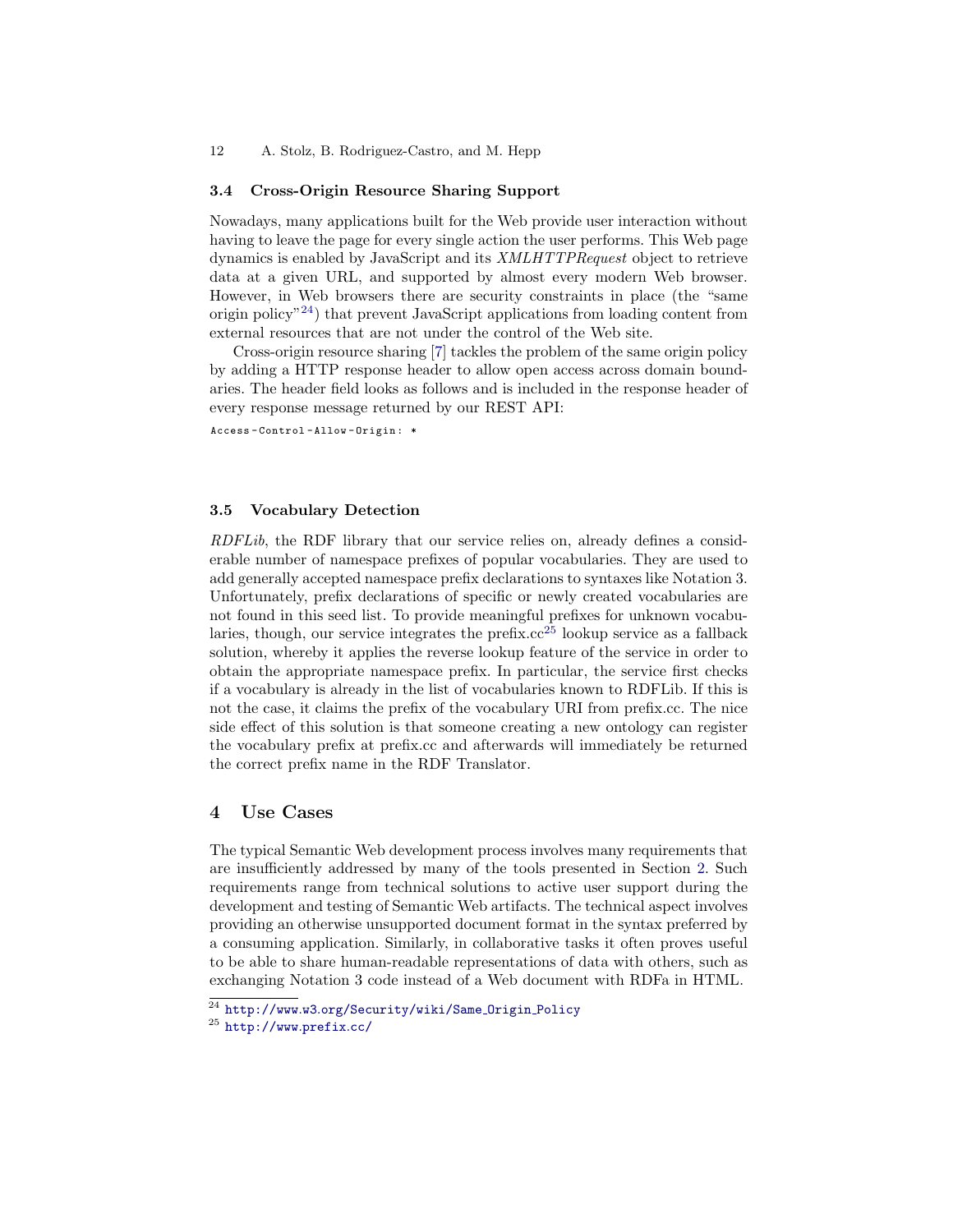### 3.4 Cross-Origin Resource Sharing Support

Nowadays, many applications built for the Web provide user interaction without having to leave the page for every single action the user performs. This Web page dynamics is enabled by JavaScript and its *XMLHTTPRequest* object to retrieve data at a given URL, and supported by almost every modern Web browser. However, in Web browsers there are security constraints in place (the "same origin policy"[24]) that prevent JavaScript applications from loading content from external resources that are not under the control of the Web site.

Cross-origin resource sharing [7] tackles the problem of the same origin policy by adding a HTTP response header to allow open access across domain boundaries. The header field looks as follows and is included in the response header of every response message returned by our REST API:

```
Access-Control-Allow-Origin: *
```

### 3.5 Vocabulary Detection

*RDFLib*, the RDF library that our service relies on, already defines a considerable number of namespace prefixes of popular vocabularies. They are used to add generally accepted namespace prefix declarations to syntaxes like Notation 3. Unfortunately, prefix declarations of specific or newly created vocabularies are not found in this seed list. To provide meaningful prefixes for unknown vocabularies, though, our service integrates the prefix.cc[25] lookup service as a fallback solution, whereby it applies the reverse lookup feature of the service in order to obtain the appropriate namespace prefix. In particular, the service first checks if a vocabulary is already in the list of vocabularies known to RDFLib. If this is not the case, it claims the prefix of the vocabulary URI from prefix.cc. The nice side effect of this solution is that someone creating a new ontology can register the vocabulary prefix at prefix.cc and afterwards will immediately be returned the correct prefix name in the RDF Translator.

## 4 Use Cases

The typical Semantic Web development process involves many requirements that are insufficiently addressed by many of the tools presented in Section 2. Such requirements range from technical solutions to active user support during the development and testing of Semantic Web artifacts. The technical aspect involves providing an otherwise unsupported document format in the syntax preferred by a consuming application. Similarly, in collaborative tasks it often proves useful to be able to share human-readable representations of data with others, such as exchanging Notation 3 code instead of a Web document with RDFa in HTML.

[24] http://www.w3.org/Security/wiki/Same_Origin_Policy

[25] http://www.prefix.cc/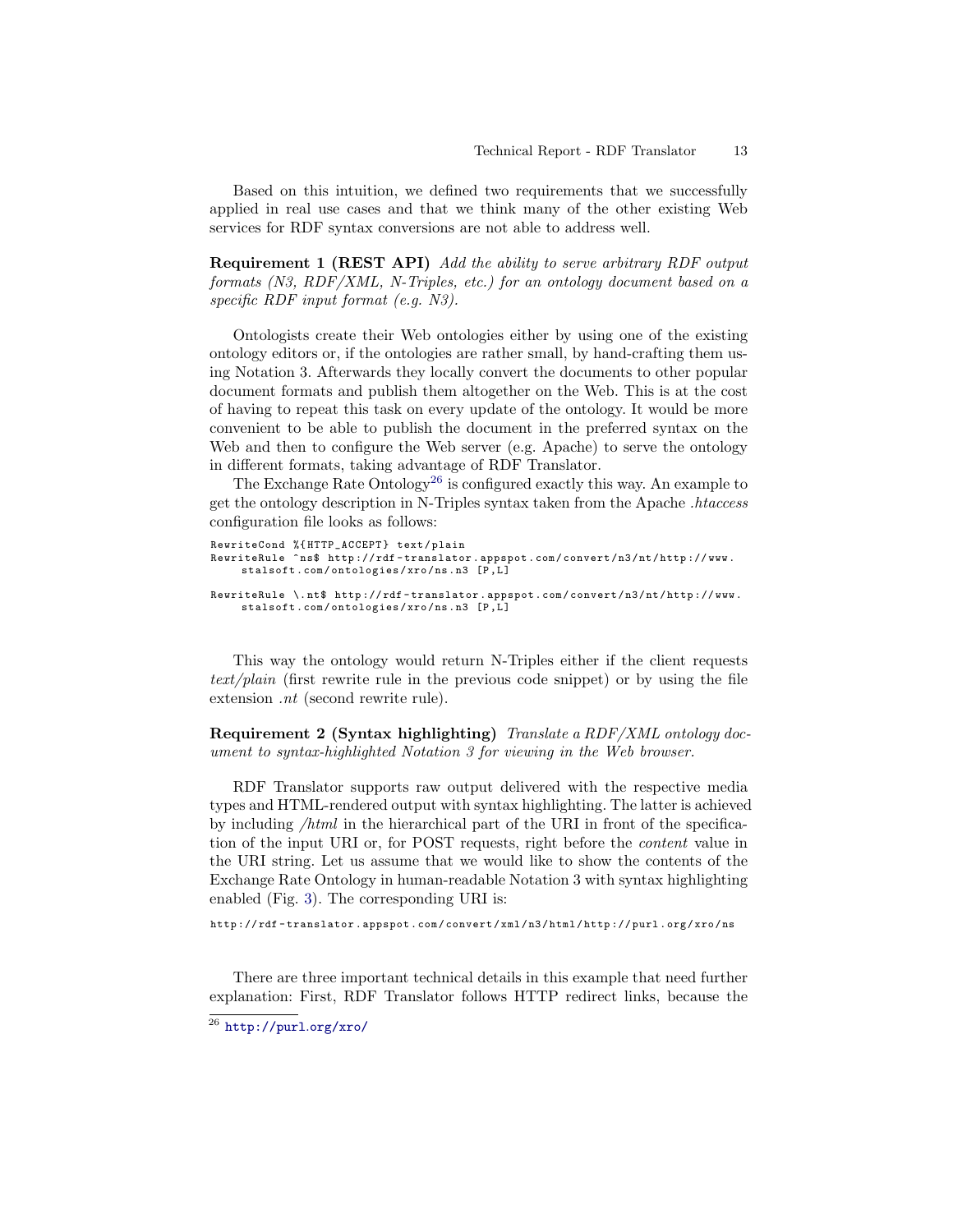Based on this intuition, we defined two requirements that we successfully applied in real use cases and that we think many of the other existing Web services for RDF syntax conversions are not able to address well.

**Requirement 1 (REST API)** *Add the ability to serve arbitrary RDF output formats (N3, RDF/XML, N-Triples, etc.) for an ontology document based on a specific RDF input format (e.g. N3).*

Ontologists create their Web ontologies either by using one of the existing ontology editors or, if the ontologies are rather small, by hand-crafting them using Notation 3. Afterwards they locally convert the documents to other popular document formats and publish them altogether on the Web. This is at the cost of having to repeat this task on every update of the ontology. It would be more convenient to be able to publish the document in the preferred syntax on the Web and then to configure the Web server (e.g. Apache) to serve the ontology in different formats, taking advantage of RDF Translator.

The Exchange Rate Ontology[26] is configured exactly this way. An example to get the ontology description in N-Triples syntax taken from the Apache *.htaccess* configuration file looks as follows:

```
RewriteCond %{HTTP_ACCEPT} text/plain
RewriteRule ^ns$ http://rdf-translator.appspot.com/convert/n3/nt/http://www.
     stalsoft.com/ontologies/xro/ns.n3 [P,L]

RewriteRule \.nt$ http://rdf-translator.appspot.com/convert/n3/nt/http://www.
     stalsoft.com/ontologies/xro/ns.n3 [P,L]
```

This way the ontology would return N-Triples either if the client requests *text/plain* (first rewrite rule in the previous code snippet) or by using the file extension *.nt* (second rewrite rule).

**Requirement 2 (Syntax highlighting)** *Translate a RDF/XML ontology document to syntax-highlighted Notation 3 for viewing in the Web browser.*

RDF Translator supports raw output delivered with the respective media types and HTML-rendered output with syntax highlighting. The latter is achieved by including */html* in the hierarchical part of the URI in front of the specification of the input URI or, for POST requests, right before the *content* value in the URI string. Let us assume that we would like to show the contents of the Exchange Rate Ontology in human-readable Notation 3 with syntax highlighting enabled (Fig. 3). The corresponding URI is:

```
http://rdf-translator.appspot.com/convert/xml/n3/html/http://purl.org/xro/ns
```

There are three important technical details in this example that need further explanation: First, RDF Translator follows HTTP redirect links, because the

[26] http://purl.org/xro/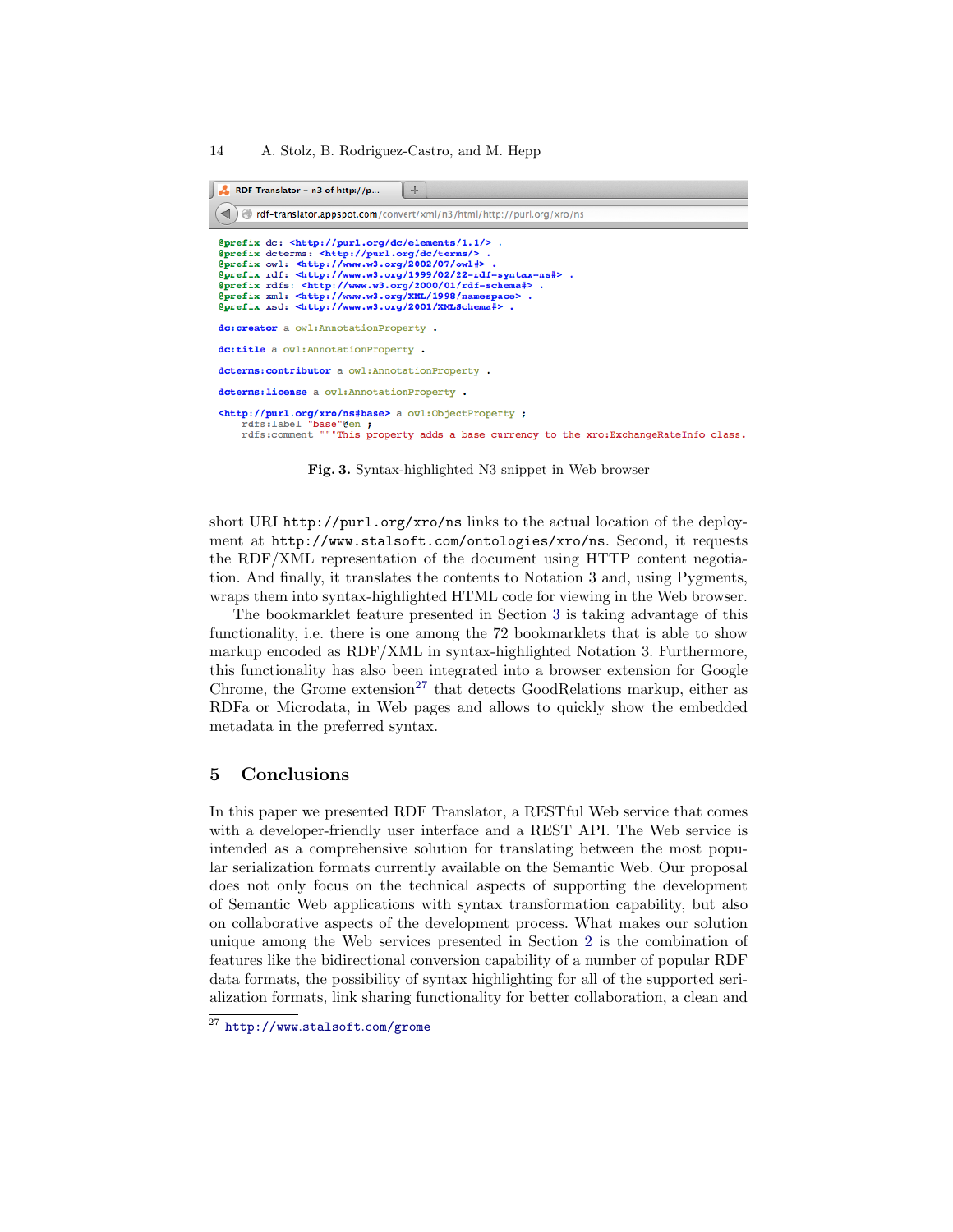```
RDF Translator – n3 of http://p...
rdf-translator.appspot.com/convert/xml/n3/html/http://purl.org/xro/ns

@prefix dc: <http://purl.org/dc/elements/1.1/> .
@prefix dcterms: <http://purl.org/dc/terms/> .
@prefix owl: <http://www.w3.org/2002/07/owl#> .
@prefix rdf: <http://www.w3.org/1999/02/22-rdf-syntax-ns#> .
@prefix rdfs: <http://www.w3.org/2000/01/rdf-schema#> .
@prefix xml: <http://www.w3.org/XML/1998/namespace> .
@prefix xsd: <http://www.w3.org/2001/XMLSchema#> .

dc:creator a owl:AnnotationProperty .

dc:title a owl:AnnotationProperty .

dcterms:contributor a owl:AnnotationProperty .

dcterms:license a owl:AnnotationProperty .

<http://purl.org/xro/ns#base> a owl:ObjectProperty ;
    rdfs:label "base"@en ;
    rdfs:comment """This property adds a base currency to the xro:ExchangeRateInfo class.
```

**Fig. 3.** Syntax-highlighted N3 snippet in Web browser

short URI `http://purl.org/xro/ns` links to the actual location of the deployment at `http://www.stalsoft.com/ontologies/xro/ns`. Second, it requests the RDF/XML representation of the document using HTTP content negotiation. And finally, it translates the contents to Notation 3 and, using Pygments, wraps them into syntax-highlighted HTML code for viewing in the Web browser.

The bookmarklet feature presented in Section 3 is taking advantage of this functionality, i.e. there is one among the 72 bookmarklets that is able to show markup encoded as RDF/XML in syntax-highlighted Notation 3. Furthermore, this functionality has also been integrated into a browser extension for Google Chrome, the Grome extension[27] that detects GoodRelations markup, either as RDFa or Microdata, in Web pages and allows to quickly show the embedded metadata in the preferred syntax.

## 5 Conclusions

In this paper we presented RDF Translator, a RESTful Web service that comes with a developer-friendly user interface and a REST API. The Web service is intended as a comprehensive solution for translating between the most popular serialization formats currently available on the Semantic Web. Our proposal does not only focus on the technical aspects of supporting the development of Semantic Web applications with syntax transformation capability, but also on collaborative aspects of the development process. What makes our solution unique among the Web services presented in Section 2 is the combination of features like the bidirectional conversion capability of a number of popular RDF data formats, the possibility of syntax highlighting for all of the supported serialization formats, link sharing functionality for better collaboration, a clean and

[27] `http://www.stalsoft.com/grome`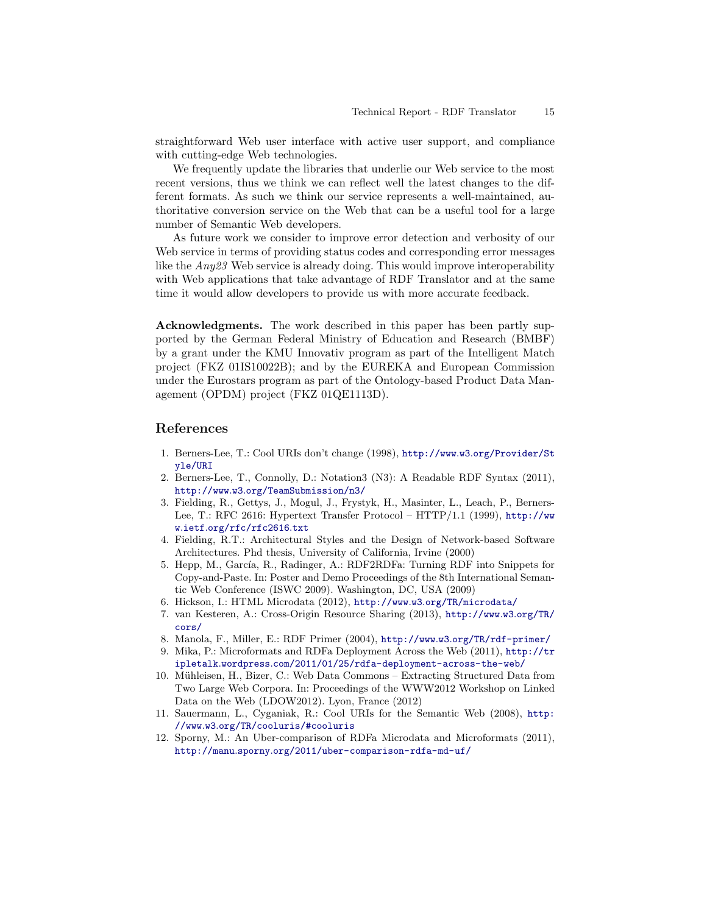straightforward Web user interface with active user support, and compliance with cutting-edge Web technologies.

We frequently update the libraries that underlie our Web service to the most recent versions, thus we think we can reflect well the latest changes to the different formats. As such we think our service represents a well-maintained, authoritative conversion service on the Web that can be a useful tool for a large number of Semantic Web developers.

As future work we consider to improve error detection and verbosity of our Web service in terms of providing status codes and corresponding error messages like the *Any23* Web service is already doing. This would improve interoperability with Web applications that take advantage of RDF Translator and at the same time it would allow developers to provide us with more accurate feedback.

**Acknowledgments.** The work described in this paper has been partly supported by the German Federal Ministry of Education and Research (BMBF) by a grant under the KMU Innovativ program as part of the Intelligent Match project (FKZ 01IS10022B); and by the EUREKA and European Commission under the Eurostars program as part of the Ontology-based Product Data Management (OPDM) project (FKZ 01QE1113D).

## References

1. Berners-Lee, T.: Cool URIs don't change (1998), http://www.w3.org/Provider/Style/URI
2. Berners-Lee, T., Connolly, D.: Notation3 (N3): A Readable RDF Syntax (2011), http://www.w3.org/TeamSubmission/n3/
3. Fielding, R., Gettys, J., Mogul, J., Frystyk, H., Masinter, L., Leach, P., Berners-Lee, T.: RFC 2616: Hypertext Transfer Protocol – HTTP/1.1 (1999), http://www.ietf.org/rfc/rfc2616.txt
4. Fielding, R.T.: Architectural Styles and the Design of Network-based Software Architectures. Phd thesis, University of California, Irvine (2000)
5. Hepp, M., García, R., Radinger, A.: RDF2RDFa: Turning RDF into Snippets for Copy-and-Paste. In: Poster and Demo Proceedings of the 8th International Semantic Web Conference (ISWC 2009). Washington, DC, USA (2009)
6. Hickson, I.: HTML Microdata (2012), http://www.w3.org/TR/microdata/
7. van Kesteren, A.: Cross-Origin Resource Sharing (2013), http://www.w3.org/TR/cors/
8. Manola, F., Miller, E.: RDF Primer (2004), http://www.w3.org/TR/rdf-primer/
9. Mika, P.: Microformats and RDFa Deployment Across the Web (2011), http://tripletalk.wordpress.com/2011/01/25/rdfa-deployment-across-the-web/
10. Mühleisen, H., Bizer, C.: Web Data Commons – Extracting Structured Data from Two Large Web Corpora. In: Proceedings of the WWW2012 Workshop on Linked Data on the Web (LDOW2012). Lyon, France (2012)
11. Sauermann, L., Cyganiak, R.: Cool URIs for the Semantic Web (2008), http://www.w3.org/TR/cooluris/#cooluris
12. Sporny, M.: An Uber-comparison of RDFa Microdata and Microformats (2011), http://manu.sporny.org/2011/uber-comparison-rdfa-md-uf/